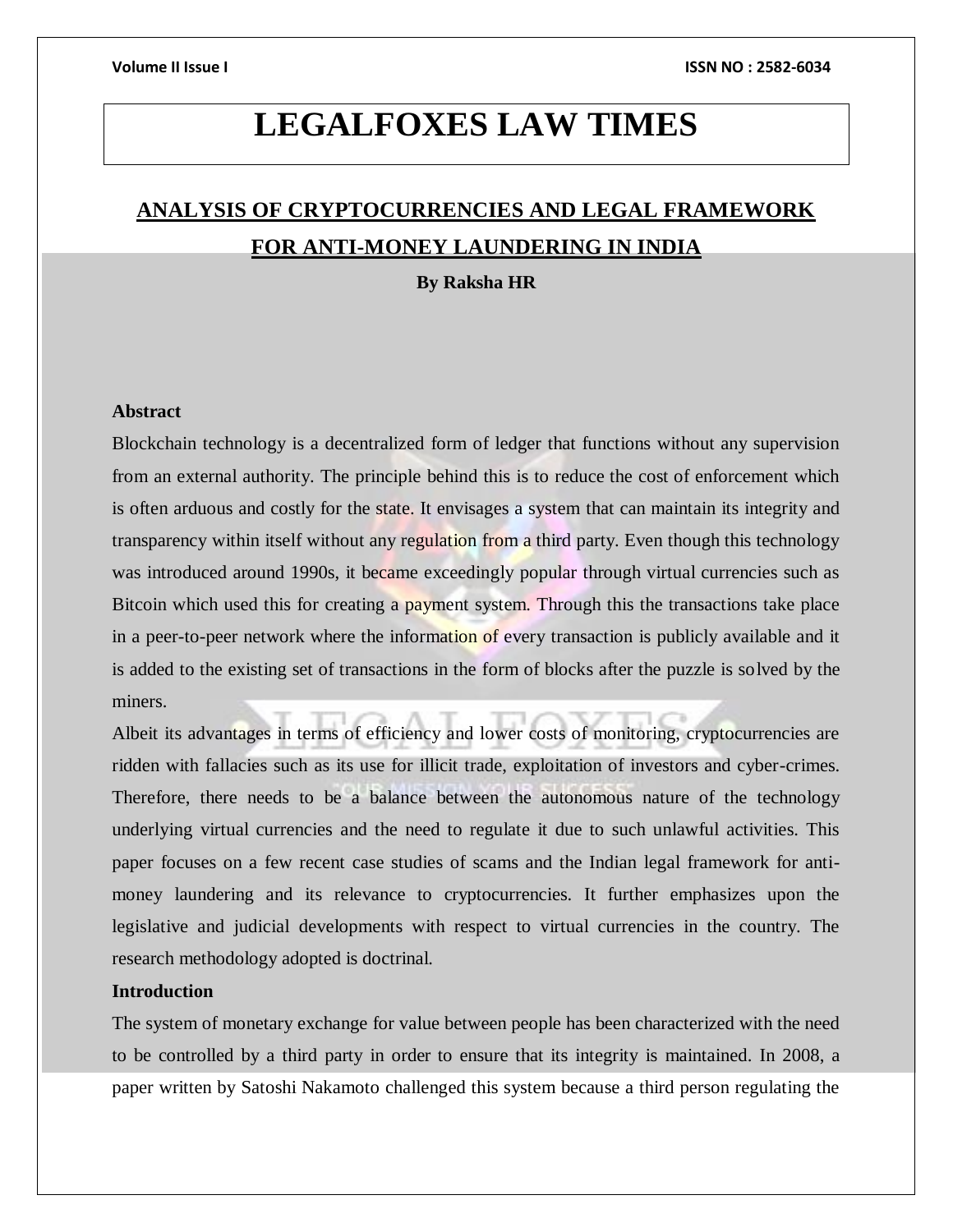# LEGALFOXES LAW TIMES

## ANALYSIS OF CRYPTOCURRENCIES AND LEGAL FRAMEWORK FOR ANTI-MONEY LAUNDERING IN INDIA

**By Raksha HR**

**Abstract**

Blockchain technology is a decentralized form of ledger that functions without any supervision from an external authority. The principle behind this is to reduce the cost of enforcement which is often arduous and costly for the state. It envisages a system that can maintain its integrity and transparency within itself without any regulation from a third party. Even though this technology was introduced around 1990s, it became exceedingly popular through virtual currencies such as Bitcoin which used this for creating a payment system. Through this the transactions take place in a peer-to-peer network where the information of every transaction is publicly available and it is added to the existing set of transactions in the form of blocks after the puzzle is solved by the miners.

Albeit its advantages in terms of efficiency and lower costs of monitoring, cryptocurrencies are ridden with fallacies such as its use for illicit trade, exploitation of investors and cyber-crimes. Therefore, there needs to be a balance between the autonomous nature of the technology underlying virtual currencies and the need to regulate it due to such unlawful activities. This paper focuses on a few recent case studies of scams and the Indian legal framework for anti-money laundering and its relevance to cryptocurrencies. It further emphasizes upon the legislative and judicial developments with respect to virtual currencies in the country. The research methodology adopted is doctrinal.

**Introduction**

The system of monetary exchange for value between people has been characterized with the need to be controlled by a third party in order to ensure that its integrity is maintained. In 2008, a paper written by Satoshi Nakamoto challenged this system because a third person regulating the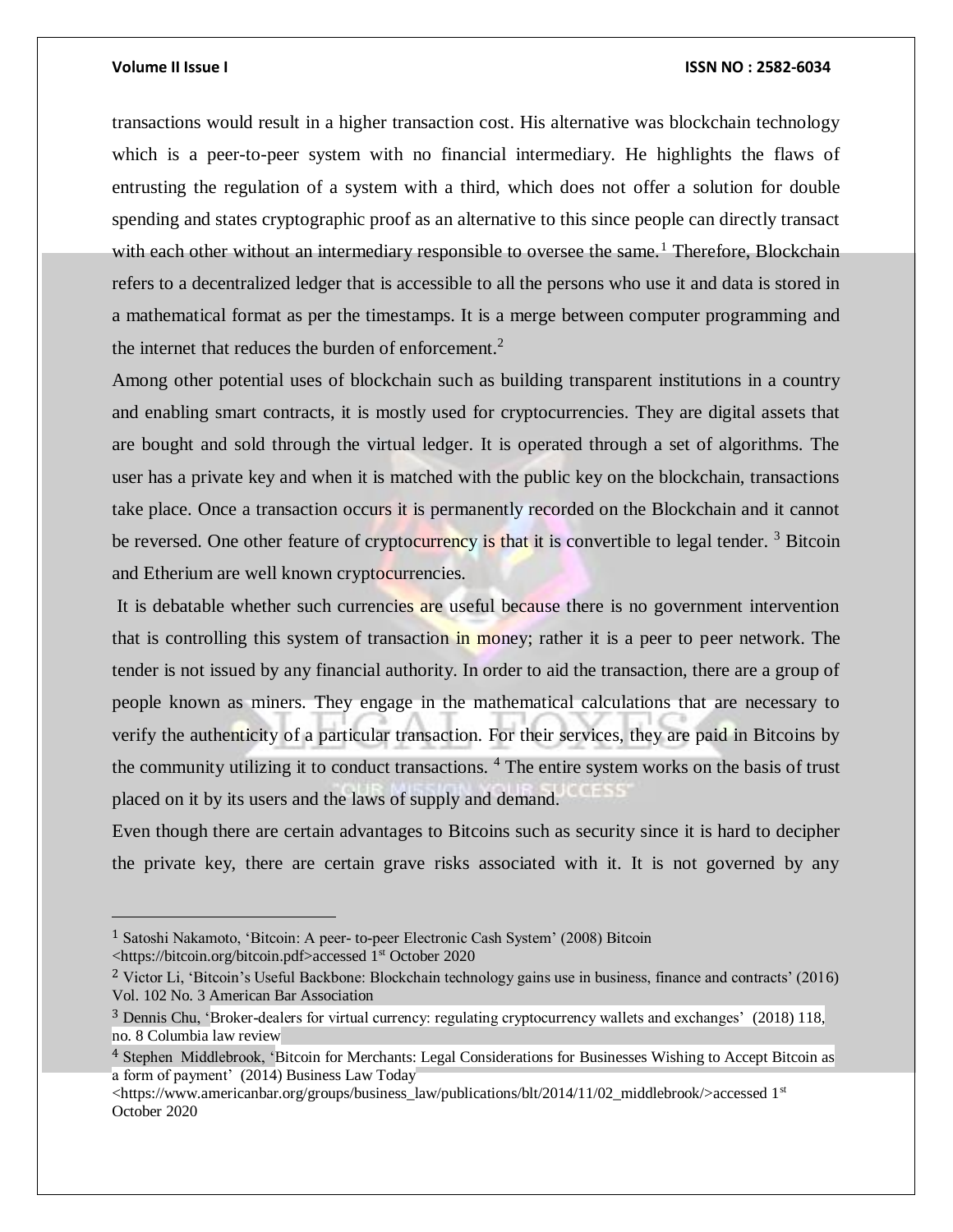transactions would result in a higher transaction cost. His alternative was blockchain technology which is a peer-to-peer system with no financial intermediary. He highlights the flaws of entrusting the regulation of a system with a third, which does not offer a solution for double spending and states cryptographic proof as an alternative to this since people can directly transact with each other without an intermediary responsible to oversee the same.[1] Therefore, Blockchain refers to a decentralized ledger that is accessible to all the persons who use it and data is stored in a mathematical format as per the timestamps. It is a merge between computer programming and the internet that reduces the burden of enforcement.[2]

Among other potential uses of blockchain such as building transparent institutions in a country and enabling smart contracts, it is mostly used for cryptocurrencies. They are digital assets that are bought and sold through the virtual ledger. It is operated through a set of algorithms. The user has a private key and when it is matched with the public key on the blockchain, transactions take place. Once a transaction occurs it is permanently recorded on the Blockchain and it cannot be reversed. One other feature of cryptocurrency is that it is convertible to legal tender. [3] Bitcoin and Etherium are well known cryptocurrencies.

It is debatable whether such currencies are useful because there is no government intervention that is controlling this system of transaction in money; rather it is a peer to peer network. The tender is not issued by any financial authority. In order to aid the transaction, there are a group of people known as miners. They engage in the mathematical calculations that are necessary to verify the authenticity of a particular transaction. For their services, they are paid in Bitcoins by the community utilizing it to conduct transactions. [4] The entire system works on the basis of trust placed on it by its users and the laws of supply and demand.

Even though there are certain advantages to Bitcoins such as security since it is hard to decipher the private key, there are certain grave risks associated with it. It is not governed by any

---

[1] Satoshi Nakamoto, 'Bitcoin: A peer- to-peer Electronic Cash System' (2008) Bitcoin <https://bitcoin.org/bitcoin.pdf>accessed 1st October 2020

[2] Victor Li, 'Bitcoin's Useful Backbone: Blockchain technology gains use in business, finance and contracts' (2016) Vol. 102 No. 3 American Bar Association

[3] Dennis Chu, 'Broker-dealers for virtual currency: regulating cryptocurrency wallets and exchanges' (2018) 118, no. 8 Columbia law review

[4] Stephen Middlebrook, 'Bitcoin for Merchants: Legal Considerations for Businesses Wishing to Accept Bitcoin as a form of payment' (2014) Business Law Today <https://www.americanbar.org/groups/business_law/publications/blt/2014/11/02_middlebrook/>accessed 1st October 2020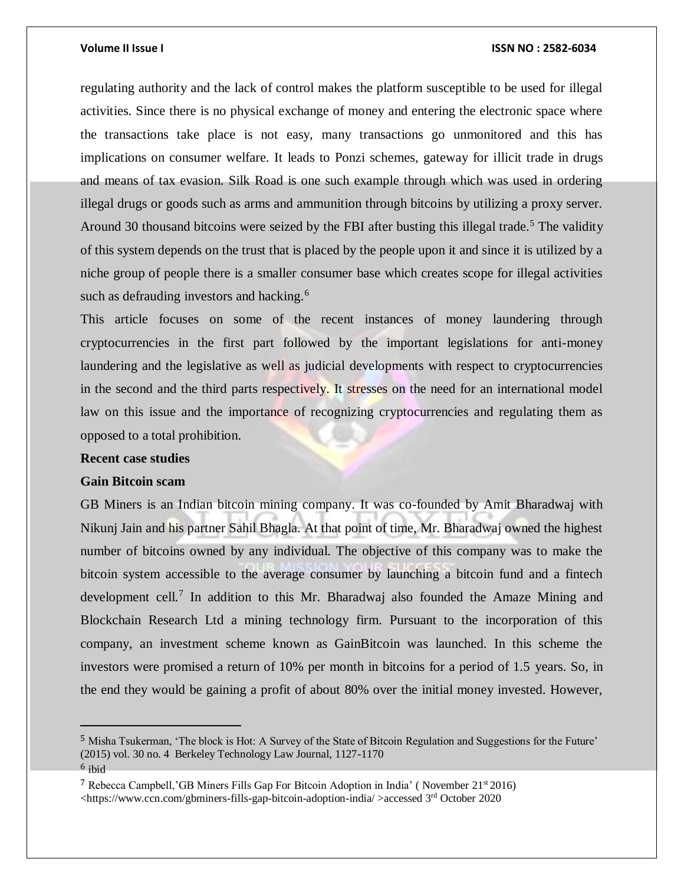regulating authority and the lack of control makes the platform susceptible to be used for illegal activities. Since there is no physical exchange of money and entering the electronic space where the transactions take place is not easy, many transactions go unmonitored and this has implications on consumer welfare. It leads to Ponzi schemes, gateway for illicit trade in drugs and means of tax evasion. Silk Road is one such example through which was used in ordering illegal drugs or goods such as arms and ammunition through bitcoins by utilizing a proxy server. Around 30 thousand bitcoins were seized by the FBI after busting this illegal trade.[5] The validity of this system depends on the trust that is placed by the people upon it and since it is utilized by a niche group of people there is a smaller consumer base which creates scope for illegal activities such as defrauding investors and hacking.[6]

This article focuses on some of the recent instances of money laundering through cryptocurrencies in the first part followed by the important legislations for anti-money laundering and the legislative as well as judicial developments with respect to cryptocurrencies in the second and the third parts respectively. It stresses on the need for an international model law on this issue and the importance of recognizing cryptocurrencies and regulating them as opposed to a total prohibition.

**Recent case studies**

**Gain Bitcoin scam**

GB Miners is an Indian bitcoin mining company. It was co-founded by Amit Bharadwaj with Nikunj Jain and his partner Sahil Bhagla. At that point of time, Mr. Bharadwaj owned the highest number of bitcoins owned by any individual. The objective of this company was to make the bitcoin system accessible to the average consumer by launching a bitcoin fund and a fintech development cell.[7] In addition to this Mr. Bharadwaj also founded the Amaze Mining and Blockchain Research Ltd a mining technology firm. Pursuant to the incorporation of this company, an investment scheme known as GainBitcoin was launched. In this scheme the investors were promised a return of 10% per month in bitcoins for a period of 1.5 years. So, in the end they would be gaining a profit of about 80% over the initial money invested. However,

---

[5] Misha Tsukerman, 'The block is Hot: A Survey of the State of Bitcoin Regulation and Suggestions for the Future' (2015) vol. 30 no. 4 Berkeley Technology Law Journal, 1127-1170

[6] ibid

[7] Rebecca Campbell,'GB Miners Fills Gap For Bitcoin Adoption in India' ( November 21st 2016) <https://www.ccn.com/gbminers-fills-gap-bitcoin-adoption-india/ >accessed 3rd October 2020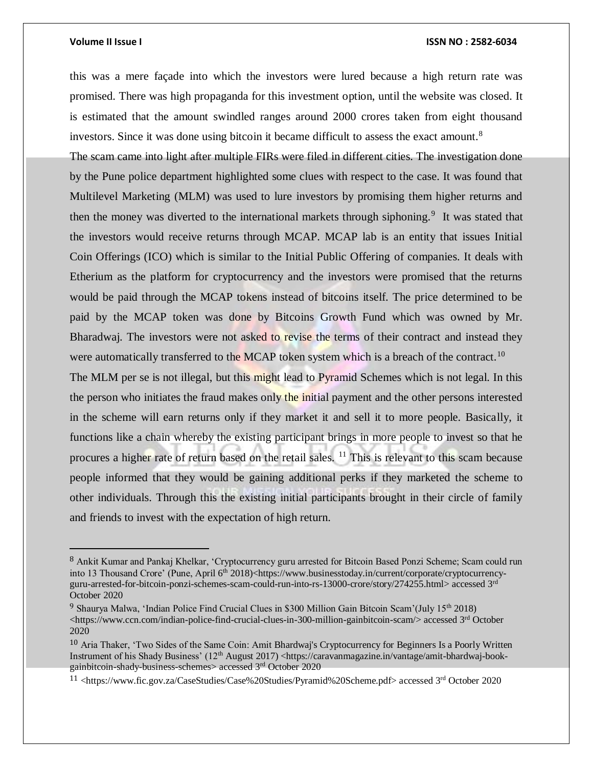this was a mere façade into which the investors were lured because a high return rate was promised. There was high propaganda for this investment option, until the website was closed. It is estimated that the amount swindled ranges around 2000 crores taken from eight thousand investors. Since it was done using bitcoin it became difficult to assess the exact amount.[8]

The scam came into light after multiple FIRs were filed in different cities. The investigation done by the Pune police department highlighted some clues with respect to the case. It was found that Multilevel Marketing (MLM) was used to lure investors by promising them higher returns and then the money was diverted to the international markets through siphoning.[9] It was stated that the investors would receive returns through MCAP. MCAP lab is an entity that issues Initial Coin Offerings (ICO) which is similar to the Initial Public Offering of companies. It deals with Etherium as the platform for cryptocurrency and the investors were promised that the returns would be paid through the MCAP tokens instead of bitcoins itself. The price determined to be paid by the MCAP token was done by Bitcoins Growth Fund which was owned by Mr. Bharadwaj. The investors were not asked to revise the terms of their contract and instead they were automatically transferred to the MCAP token system which is a breach of the contract.[10]

The MLM per se is not illegal, but this might lead to Pyramid Schemes which is not legal. In this the person who initiates the fraud makes only the initial payment and the other persons interested in the scheme will earn returns only if they market it and sell it to more people. Basically, it functions like a chain whereby the existing participant brings in more people to invest so that he procures a higher rate of return based on the retail sales. [11] This is relevant to this scam because people informed that they would be gaining additional perks if they marketed the scheme to other individuals. Through this the existing initial participants brought in their circle of family and friends to invest with the expectation of high return.

---

[8] Ankit Kumar and Pankaj Khelkar, 'Cryptocurrency guru arrested for Bitcoin Based Ponzi Scheme; Scam could run into 13 Thousand Crore' (Pune, April 6th 2018)<https://www.businesstoday.in/current/corporate/cryptocurrency-guru-arrested-for-bitcoin-ponzi-schemes-scam-could-run-into-rs-13000-crore/story/274255.html> accessed 3rd October 2020

[9] Shaurya Malwa, 'Indian Police Find Crucial Clues in $300 Million Gain Bitcoin Scam'(July 15th 2018) <https://www.ccn.com/indian-police-find-crucial-clues-in-300-million-gainbitcoin-scam/> accessed 3rd October 2020

[10] Aria Thaker, 'Two Sides of the Same Coin: Amit Bhardwaj's Cryptocurrency for Beginners Is a Poorly Written Instrument of his Shady Business' (12th August 2017) <https://caravanmagazine.in/vantage/amit-bhardwaj-book-gainbitcoin-shady-business-schemes> accessed 3rd October 2020

[11] <https://www.fic.gov.za/CaseStudies/Case%20Studies/Pyramid%20Scheme.pdf> accessed 3rd October 2020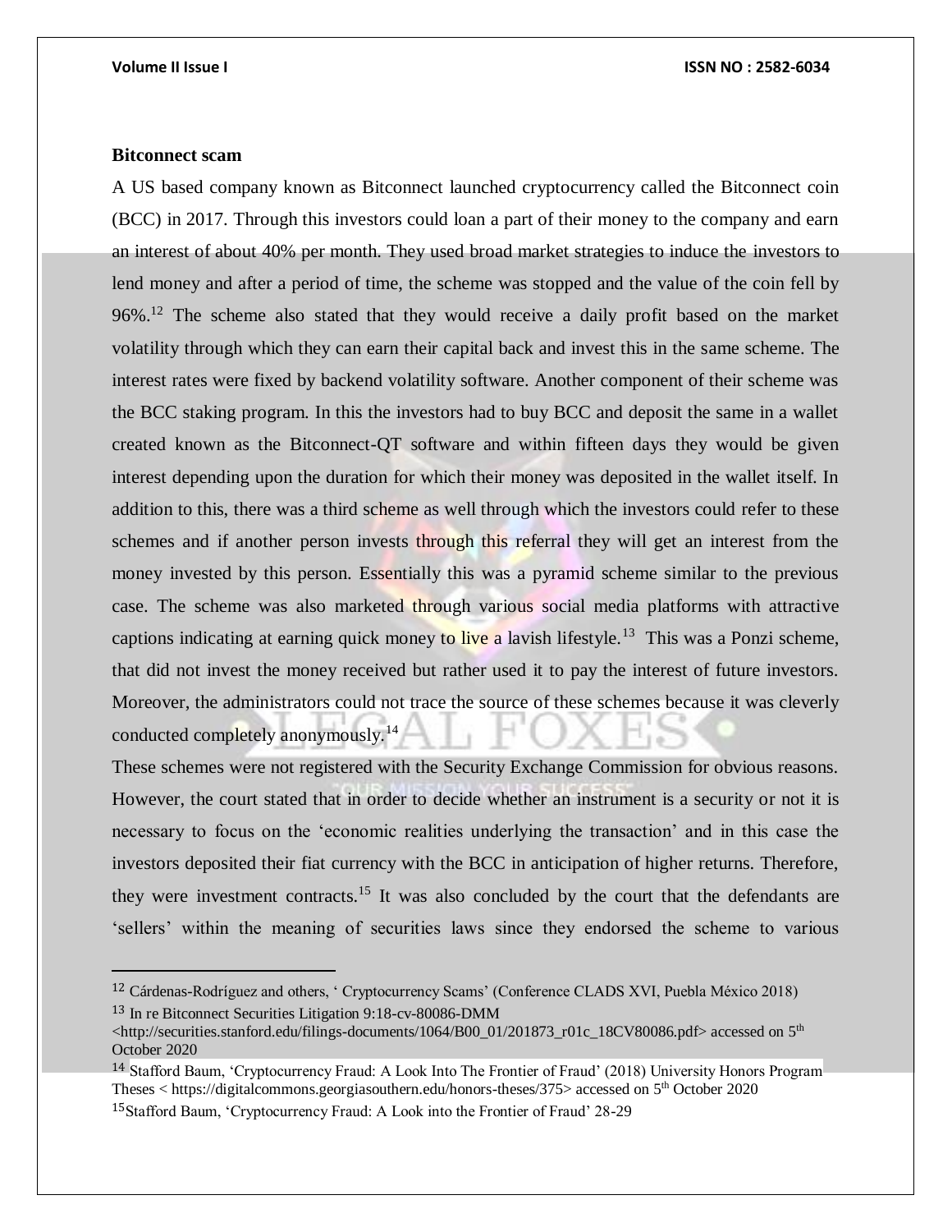**Bitconnect scam**

A US based company known as Bitconnect launched cryptocurrency called the Bitconnect coin (BCC) in 2017. Through this investors could loan a part of their money to the company and earn an interest of about 40% per month. They used broad market strategies to induce the investors to lend money and after a period of time, the scheme was stopped and the value of the coin fell by 96%.[12] The scheme also stated that they would receive a daily profit based on the market volatility through which they can earn their capital back and invest this in the same scheme. The interest rates were fixed by backend volatility software. Another component of their scheme was the BCC staking program. In this the investors had to buy BCC and deposit the same in a wallet created known as the Bitconnect-QT software and within fifteen days they would be given interest depending upon the duration for which their money was deposited in the wallet itself. In addition to this, there was a third scheme as well through which the investors could refer to these schemes and if another person invests through this referral they will get an interest from the money invested by this person. Essentially this was a pyramid scheme similar to the previous case. The scheme was also marketed through various social media platforms with attractive captions indicating at earning quick money to live a lavish lifestyle.[13] This was a Ponzi scheme, that did not invest the money received but rather used it to pay the interest of future investors. Moreover, the administrators could not trace the source of these schemes because it was cleverly conducted completely anonymously.[14]

These schemes were not registered with the Security Exchange Commission for obvious reasons. However, the court stated that in order to decide whether an instrument is a security or not it is necessary to focus on the 'economic realities underlying the transaction' and in this case the investors deposited their fiat currency with the BCC in anticipation of higher returns. Therefore, they were investment contracts.[15] It was also concluded by the court that the defendants are 'sellers' within the meaning of securities laws since they endorsed the scheme to various

---

[12] Cárdenas-Rodríguez and others, ' Cryptocurrency Scams' (Conference CLADS XVI, Puebla México 2018)

[13] In re Bitconnect Securities Litigation 9:18-cv-80086-DMM <http://securities.stanford.edu/filings-documents/1064/B00_01/201873_r01c_18CV80086.pdf> accessed on 5th October 2020

[14] Stafford Baum, 'Cryptocurrency Fraud: A Look Into The Frontier of Fraud' (2018) University Honors Program Theses < https://digitalcommons.georgiasouthern.edu/honors-theses/375> accessed on 5th October 2020

[15] Stafford Baum, 'Cryptocurrency Fraud: A Look into the Frontier of Fraud' 28-29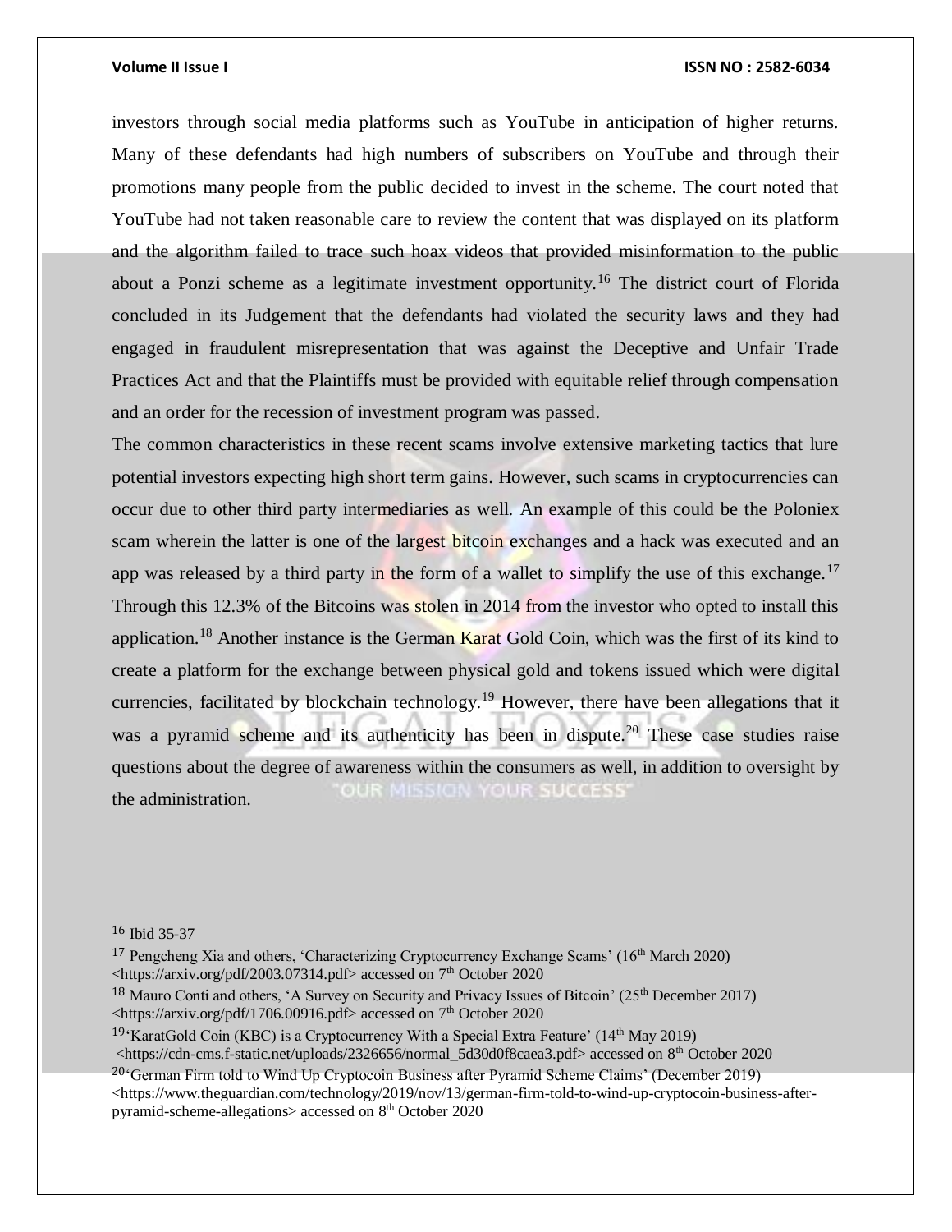investors through social media platforms such as YouTube in anticipation of higher returns. Many of these defendants had high numbers of subscribers on YouTube and through their promotions many people from the public decided to invest in the scheme. The court noted that YouTube had not taken reasonable care to review the content that was displayed on its platform and the algorithm failed to trace such hoax videos that provided misinformation to the public about a Ponzi scheme as a legitimate investment opportunity.[16] The district court of Florida concluded in its Judgement that the defendants had violated the security laws and they had engaged in fraudulent misrepresentation that was against the Deceptive and Unfair Trade Practices Act and that the Plaintiffs must be provided with equitable relief through compensation and an order for the recession of investment program was passed.

The common characteristics in these recent scams involve extensive marketing tactics that lure potential investors expecting high short term gains. However, such scams in cryptocurrencies can occur due to other third party intermediaries as well. An example of this could be the Poloniex scam wherein the latter is one of the largest bitcoin exchanges and a hack was executed and an app was released by a third party in the form of a wallet to simplify the use of this exchange.[17] Through this 12.3% of the Bitcoins was stolen in 2014 from the investor who opted to install this application.[18] Another instance is the German Karat Gold Coin, which was the first of its kind to create a platform for the exchange between physical gold and tokens issued which were digital currencies, facilitated by blockchain technology.[19] However, there have been allegations that it was a pyramid scheme and its authenticity has been in dispute.[20] These case studies raise questions about the degree of awareness within the consumers as well, in addition to oversight by the administration.

---

[16] Ibid 35-37

[17] Pengcheng Xia and others, 'Characterizing Cryptocurrency Exchange Scams' (16th March 2020) <https://arxiv.org/pdf/2003.07314.pdf> accessed on 7th October 2020

[18] Mauro Conti and others, 'A Survey on Security and Privacy Issues of Bitcoin' (25th December 2017) <https://arxiv.org/pdf/1706.00916.pdf> accessed on 7th October 2020

[19] 'KaratGold Coin (KBC) is a Cryptocurrency With a Special Extra Feature' (14th May 2019) <https://cdn-cms.f-static.net/uploads/2326656/normal_5d30d0f8caea3.pdf> accessed on 8th October 2020

[20] 'German Firm told to Wind Up Cryptocoin Business after Pyramid Scheme Claims' (December 2019) <https://www.theguardian.com/technology/2019/nov/13/german-firm-told-to-wind-up-cryptocoin-business-after-pyramid-scheme-allegations> accessed on 8th October 2020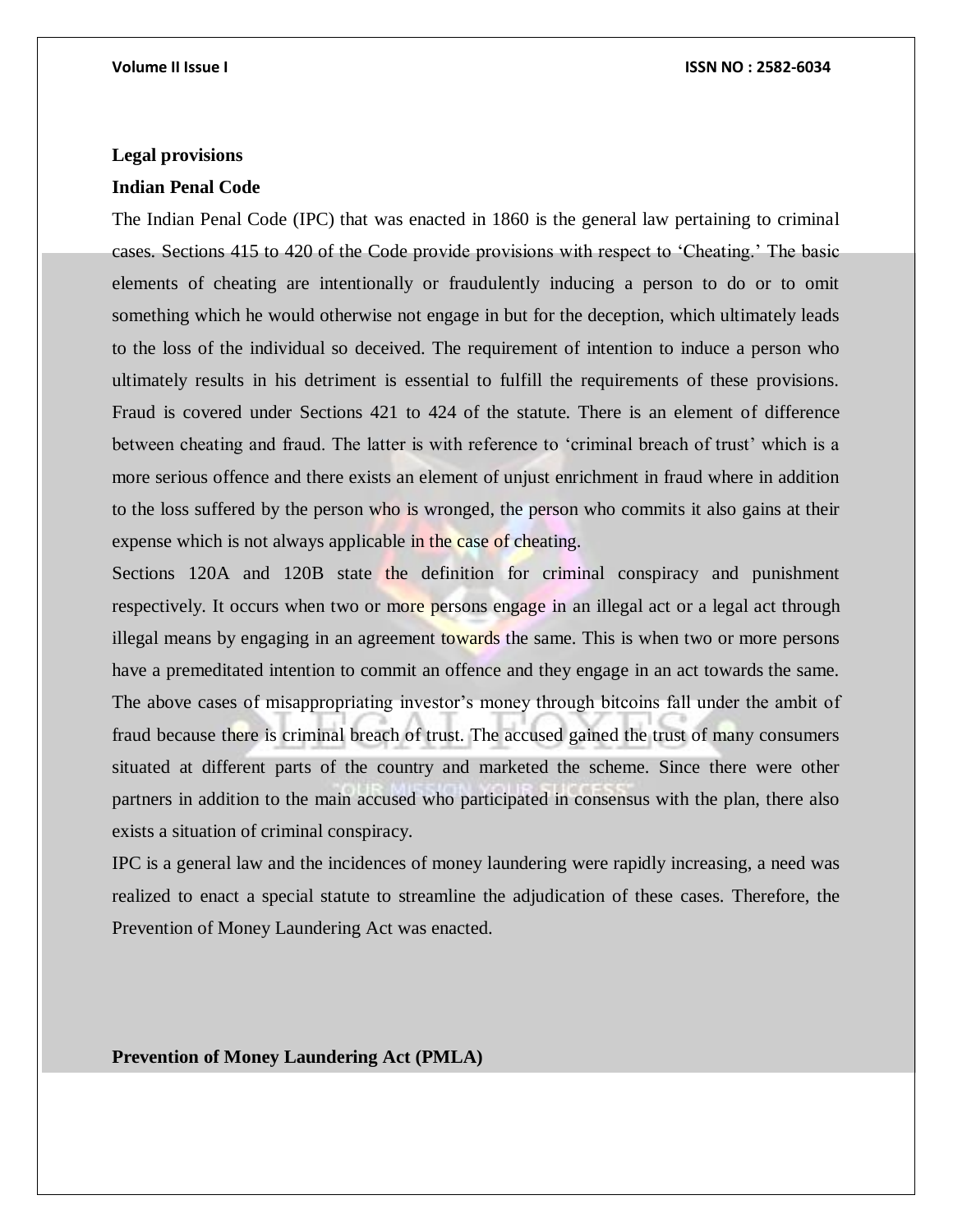**Legal provisions**

**Indian Penal Code**

The Indian Penal Code (IPC) that was enacted in 1860 is the general law pertaining to criminal cases. Sections 415 to 420 of the Code provide provisions with respect to 'Cheating.' The basic elements of cheating are intentionally or fraudulently inducing a person to do or to omit something which he would otherwise not engage in but for the deception, which ultimately leads to the loss of the individual so deceived. The requirement of intention to induce a person who ultimately results in his detriment is essential to fulfill the requirements of these provisions. Fraud is covered under Sections 421 to 424 of the statute. There is an element of difference between cheating and fraud. The latter is with reference to 'criminal breach of trust' which is a more serious offence and there exists an element of unjust enrichment in fraud where in addition to the loss suffered by the person who is wronged, the person who commits it also gains at their expense which is not always applicable in the case of cheating.

Sections 120A and 120B state the definition for criminal conspiracy and punishment respectively. It occurs when two or more persons engage in an illegal act or a legal act through illegal means by engaging in an agreement towards the same. This is when two or more persons have a premeditated intention to commit an offence and they engage in an act towards the same. The above cases of misappropriating investor's money through bitcoins fall under the ambit of fraud because there is criminal breach of trust. The accused gained the trust of many consumers situated at different parts of the country and marketed the scheme. Since there were other partners in addition to the main accused who participated in consensus with the plan, there also exists a situation of criminal conspiracy.

IPC is a general law and the incidences of money laundering were rapidly increasing, a need was realized to enact a special statute to streamline the adjudication of these cases. Therefore, the Prevention of Money Laundering Act was enacted.

**Prevention of Money Laundering Act (PMLA)**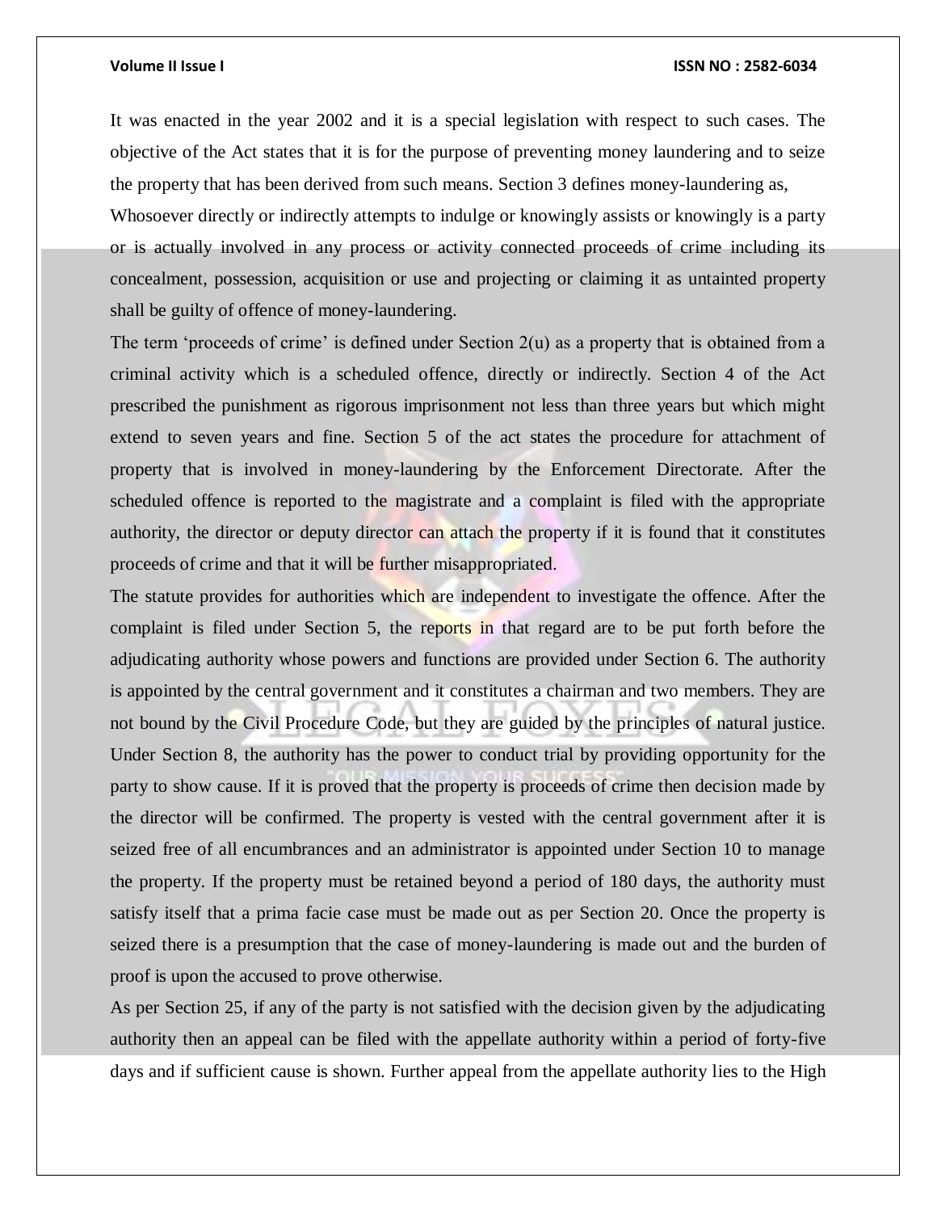It was enacted in the year 2002 and it is a special legislation with respect to such cases. The objective of the Act states that it is for the purpose of preventing money laundering and to seize the property that has been derived from such means. Section 3 defines money-laundering as,

Whosoever directly or indirectly attempts to indulge or knowingly assists or knowingly is a party or is actually involved in any process or activity connected proceeds of crime including its concealment, possession, acquisition or use and projecting or claiming it as untainted property shall be guilty of offence of money-laundering.

The term 'proceeds of crime' is defined under Section 2(u) as a property that is obtained from a criminal activity which is a scheduled offence, directly or indirectly. Section 4 of the Act prescribed the punishment as rigorous imprisonment not less than three years but which might extend to seven years and fine. Section 5 of the act states the procedure for attachment of property that is involved in money-laundering by the Enforcement Directorate. After the scheduled offence is reported to the magistrate and a complaint is filed with the appropriate authority, the director or deputy director can attach the property if it is found that it constitutes proceeds of crime and that it will be further misappropriated.

The statute provides for authorities which are independent to investigate the offence. After the complaint is filed under Section 5, the reports in that regard are to be put forth before the adjudicating authority whose powers and functions are provided under Section 6. The authority is appointed by the central government and it constitutes a chairman and two members. They are not bound by the Civil Procedure Code, but they are guided by the principles of natural justice. Under Section 8, the authority has the power to conduct trial by providing opportunity for the party to show cause. If it is proved that the property is proceeds of crime then decision made by the director will be confirmed. The property is vested with the central government after it is seized free of all encumbrances and an administrator is appointed under Section 10 to manage the property. If the property must be retained beyond a period of 180 days, the authority must satisfy itself that a prima facie case must be made out as per Section 20. Once the property is seized there is a presumption that the case of money-laundering is made out and the burden of proof is upon the accused to prove otherwise.

As per Section 25, if any of the party is not satisfied with the decision given by the adjudicating authority then an appeal can be filed with the appellate authority within a period of forty-five days and if sufficient cause is shown. Further appeal from the appellate authority lies to the High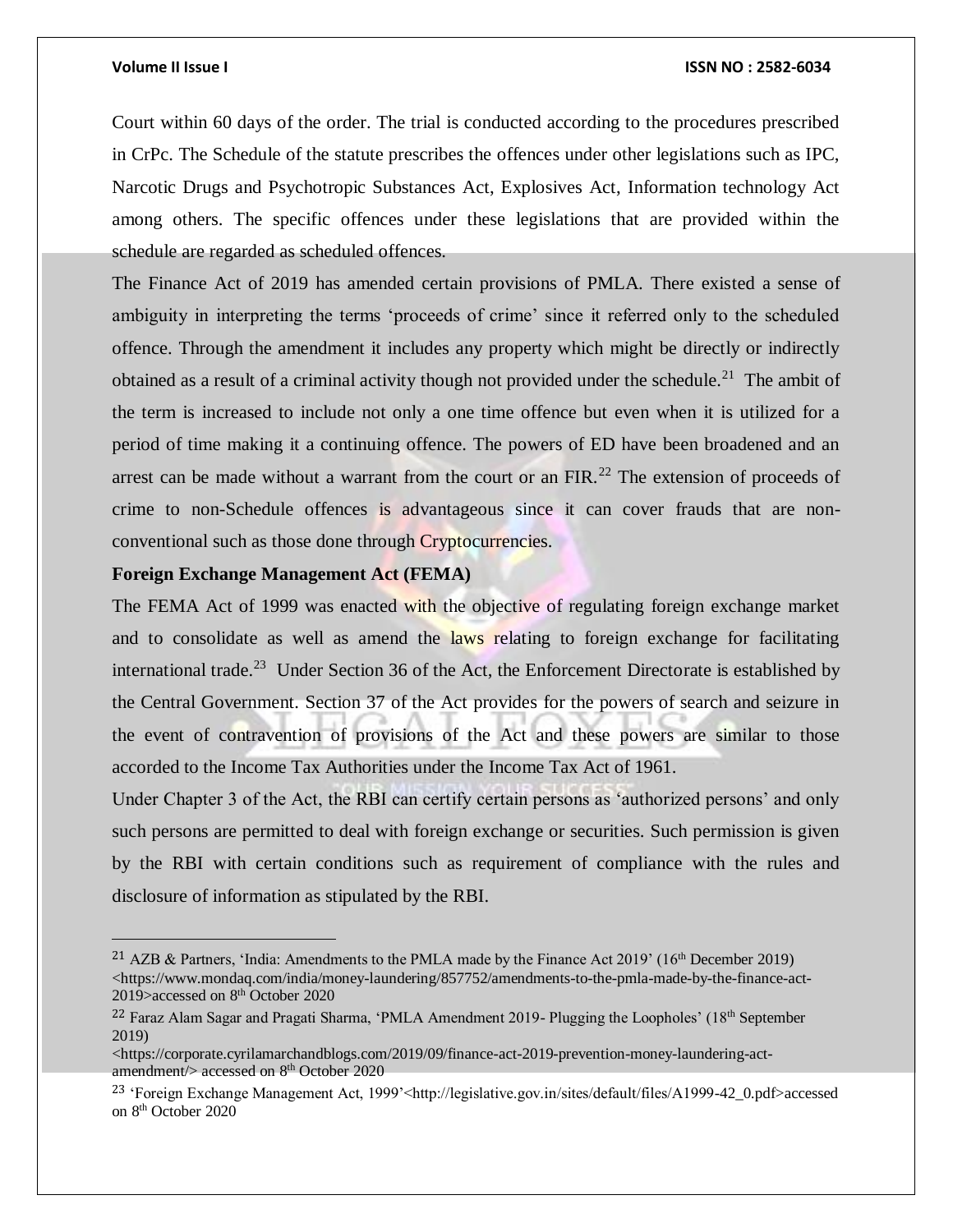Court within 60 days of the order. The trial is conducted according to the procedures prescribed in CrPc. The Schedule of the statute prescribes the offences under other legislations such as IPC, Narcotic Drugs and Psychotropic Substances Act, Explosives Act, Information technology Act among others. The specific offences under these legislations that are provided within the schedule are regarded as scheduled offences.

The Finance Act of 2019 has amended certain provisions of PMLA. There existed a sense of ambiguity in interpreting the terms 'proceeds of crime' since it referred only to the scheduled offence. Through the amendment it includes any property which might be directly or indirectly obtained as a result of a criminal activity though not provided under the schedule.[21] The ambit of the term is increased to include not only a one time offence but even when it is utilized for a period of time making it a continuing offence. The powers of ED have been broadened and an arrest can be made without a warrant from the court or an FIR.[22] The extension of proceeds of crime to non-Schedule offences is advantageous since it can cover frauds that are non-conventional such as those done through Cryptocurrencies.

**Foreign Exchange Management Act (FEMA)**

The FEMA Act of 1999 was enacted with the objective of regulating foreign exchange market and to consolidate as well as amend the laws relating to foreign exchange for facilitating international trade.[23] Under Section 36 of the Act, the Enforcement Directorate is established by the Central Government. Section 37 of the Act provides for the powers of search and seizure in the event of contravention of provisions of the Act and these powers are similar to those accorded to the Income Tax Authorities under the Income Tax Act of 1961.

Under Chapter 3 of the Act, the RBI can certify certain persons as 'authorized persons' and only such persons are permitted to deal with foreign exchange or securities. Such permission is given by the RBI with certain conditions such as requirement of compliance with the rules and disclosure of information as stipulated by the RBI.

---

[21] AZB & Partners, 'India: Amendments to the PMLA made by the Finance Act 2019' (16th December 2019) <https://www.mondaq.com/india/money-laundering/857752/amendments-to-the-pmla-made-by-the-finance-act-2019>accessed on 8th October 2020

[22] Faraz Alam Sagar and Pragati Sharma, 'PMLA Amendment 2019- Plugging the Loopholes' (18th September 2019) <https://corporate.cyrilamarchandblogs.com/2019/09/finance-act-2019-prevention-money-laundering-act-amendment/> accessed on 8th October 2020

[23] 'Foreign Exchange Management Act, 1999'<http://legislative.gov.in/sites/default/files/A1999-42_0.pdf>accessed on 8th October 2020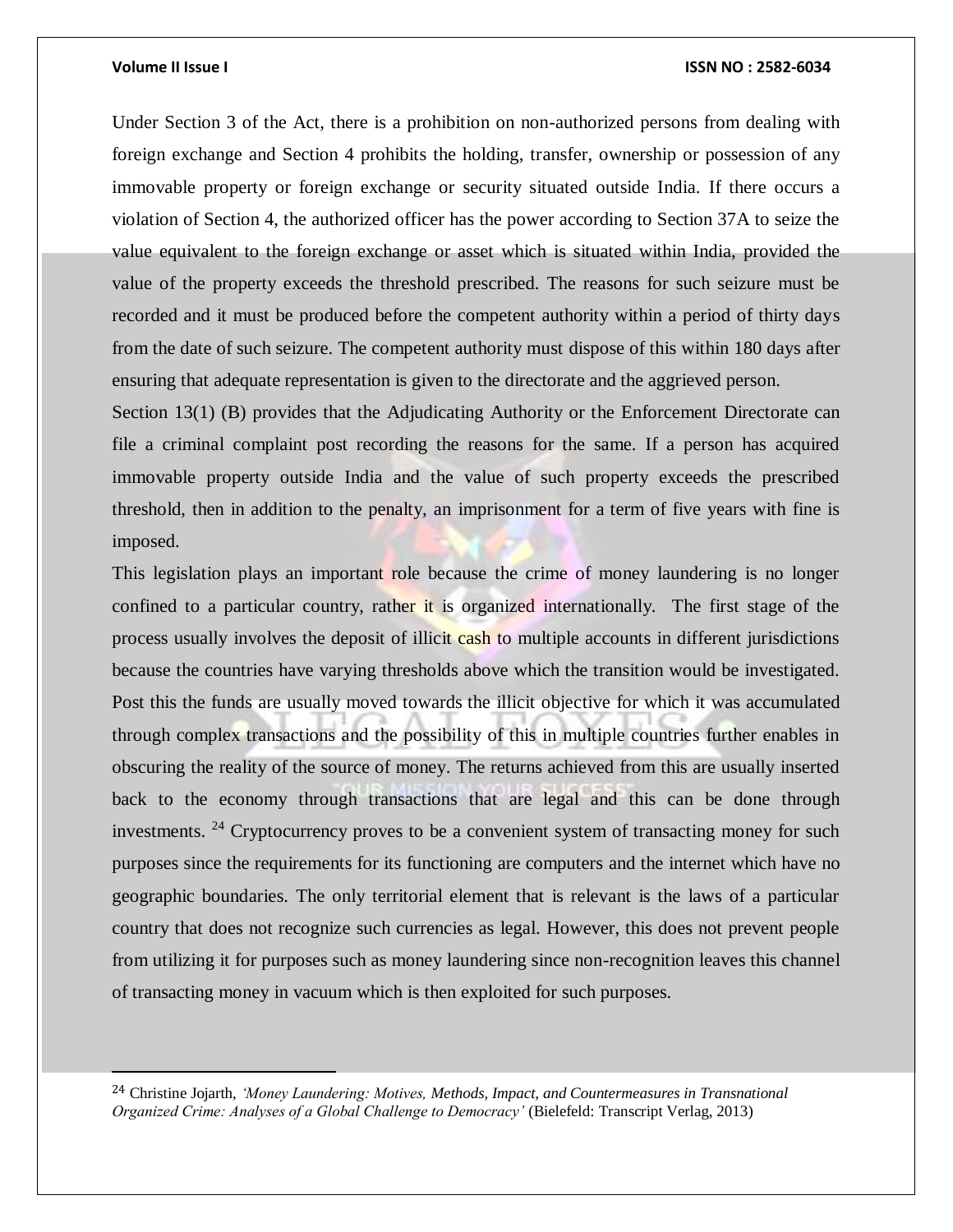Under Section 3 of the Act, there is a prohibition on non-authorized persons from dealing with foreign exchange and Section 4 prohibits the holding, transfer, ownership or possession of any immovable property or foreign exchange or security situated outside India. If there occurs a violation of Section 4, the authorized officer has the power according to Section 37A to seize the value equivalent to the foreign exchange or asset which is situated within India, provided the value of the property exceeds the threshold prescribed. The reasons for such seizure must be recorded and it must be produced before the competent authority within a period of thirty days from the date of such seizure. The competent authority must dispose of this within 180 days after ensuring that adequate representation is given to the directorate and the aggrieved person.

Section 13(1) (B) provides that the Adjudicating Authority or the Enforcement Directorate can file a criminal complaint post recording the reasons for the same. If a person has acquired immovable property outside India and the value of such property exceeds the prescribed threshold, then in addition to the penalty, an imprisonment for a term of five years with fine is imposed.

This legislation plays an important role because the crime of money laundering is no longer confined to a particular country, rather it is organized internationally. The first stage of the process usually involves the deposit of illicit cash to multiple accounts in different jurisdictions because the countries have varying thresholds above which the transition would be investigated. Post this the funds are usually moved towards the illicit objective for which it was accumulated through complex transactions and the possibility of this in multiple countries further enables in obscuring the reality of the source of money. The returns achieved from this are usually inserted back to the economy through transactions that are legal and this can be done through investments. [24] Cryptocurrency proves to be a convenient system of transacting money for such purposes since the requirements for its functioning are computers and the internet which have no geographic boundaries. The only territorial element that is relevant is the laws of a particular country that does not recognize such currencies as legal. However, this does not prevent people from utilizing it for purposes such as money laundering since non-recognition leaves this channel of transacting money in vacuum which is then exploited for such purposes.

---

[24] Christine Jojarth, *'Money Laundering: Motives, Methods, Impact, and Countermeasures in Transnational Organized Crime: Analyses of a Global Challenge to Democracy'* (Bielefeld: Transcript Verlag, 2013)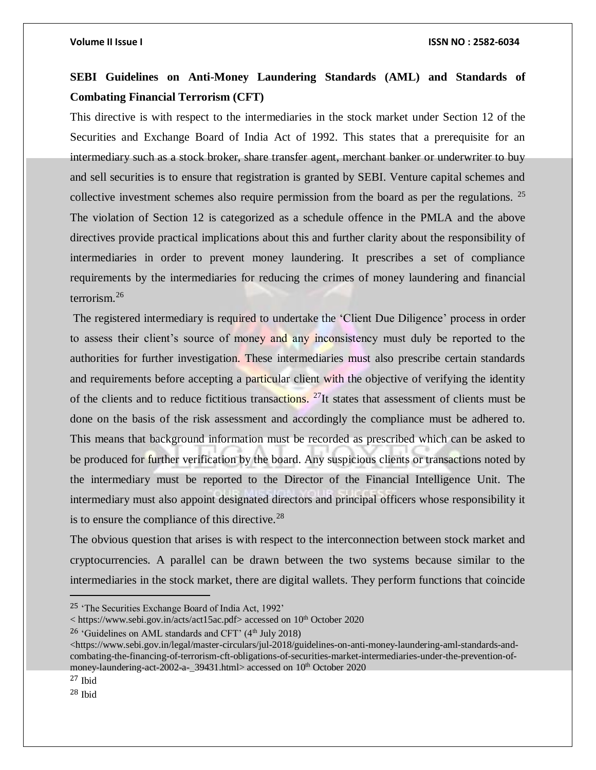**SEBI Guidelines on Anti-Money Laundering Standards (AML) and Standards of Combating Financial Terrorism (CFT)**

This directive is with respect to the intermediaries in the stock market under Section 12 of the Securities and Exchange Board of India Act of 1992. This states that a prerequisite for an intermediary such as a stock broker, share transfer agent, merchant banker or underwriter to buy and sell securities is to ensure that registration is granted by SEBI. Venture capital schemes and collective investment schemes also require permission from the board as per the regulations. [25] The violation of Section 12 is categorized as a schedule offence in the PMLA and the above directives provide practical implications about this and further clarity about the responsibility of intermediaries in order to prevent money laundering. It prescribes a set of compliance requirements by the intermediaries for reducing the crimes of money laundering and financial terrorism.[26]

The registered intermediary is required to undertake the 'Client Due Diligence' process in order to assess their client's source of money and any inconsistency must duly be reported to the authorities for further investigation. These intermediaries must also prescribe certain standards and requirements before accepting a particular client with the objective of verifying the identity of the clients and to reduce fictitious transactions. [27]It states that assessment of clients must be done on the basis of the risk assessment and accordingly the compliance must be adhered to. This means that background information must be recorded as prescribed which can be asked to be produced for further verification by the board. Any suspicious clients or transactions noted by the intermediary must be reported to the Director of the Financial Intelligence Unit. The intermediary must also appoint designated directors and principal officers whose responsibility it is to ensure the compliance of this directive.[28]

The obvious question that arises is with respect to the interconnection between stock market and cryptocurrencies. A parallel can be drawn between the two systems because similar to the intermediaries in the stock market, there are digital wallets. They perform functions that coincide

---

[25] 'The Securities Exchange Board of India Act, 1992' < https://www.sebi.gov.in/acts/act15ac.pdf> accessed on 10th October 2020

[26] 'Guidelines on AML standards and CFT' (4th July 2018) <https://www.sebi.gov.in/legal/master-circulars/jul-2018/guidelines-on-anti-money-laundering-aml-standards-and-combating-the-financing-of-terrorism-cft-obligations-of-securities-market-intermediaries-under-the-prevention-of-money-laundering-act-2002-a-_39431.html> accessed on 10th October 2020

[27] Ibid

[28] Ibid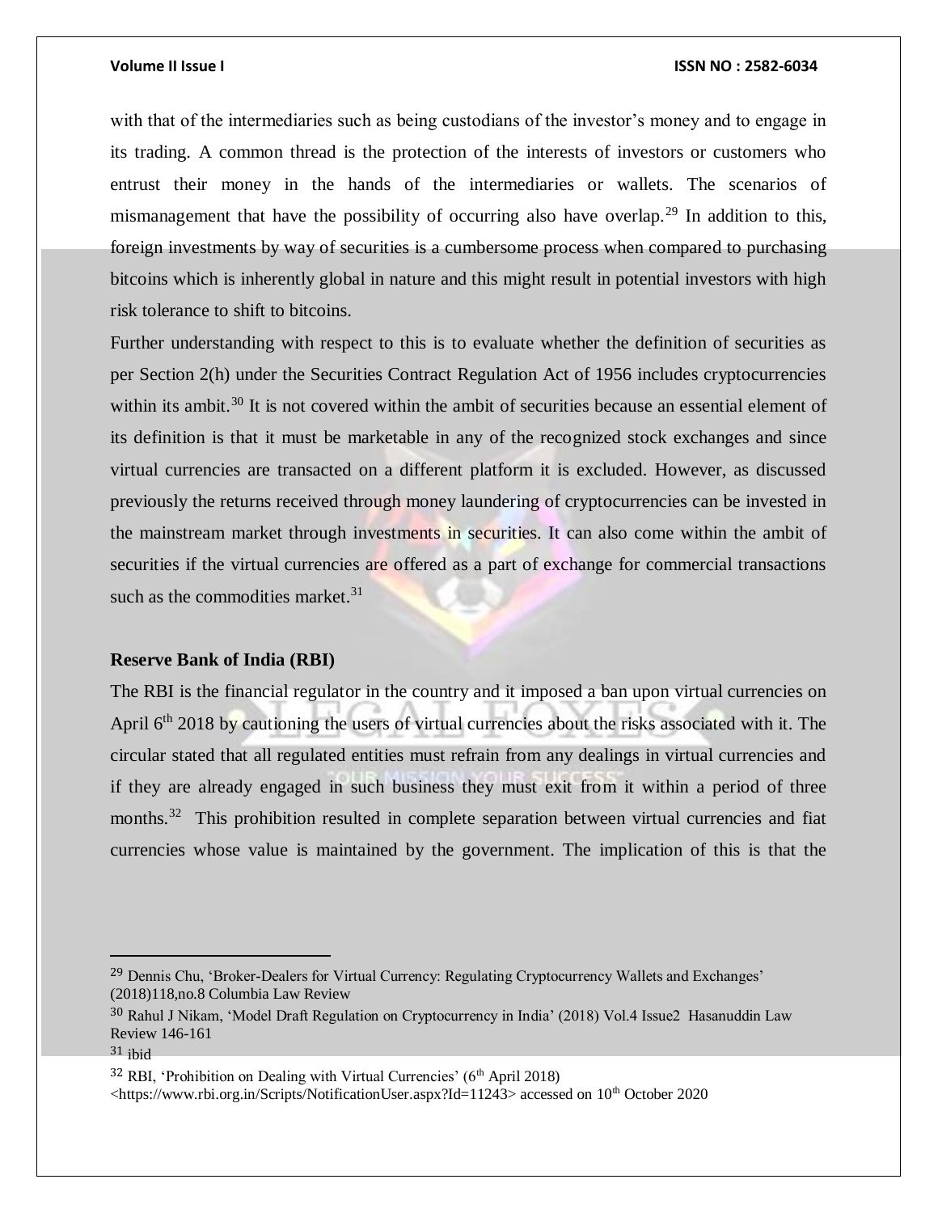with that of the intermediaries such as being custodians of the investor's money and to engage in its trading. A common thread is the protection of the interests of investors or customers who entrust their money in the hands of the intermediaries or wallets. The scenarios of mismanagement that have the possibility of occurring also have overlap.[29] In addition to this, foreign investments by way of securities is a cumbersome process when compared to purchasing bitcoins which is inherently global in nature and this might result in potential investors with high risk tolerance to shift to bitcoins.

Further understanding with respect to this is to evaluate whether the definition of securities as per Section 2(h) under the Securities Contract Regulation Act of 1956 includes cryptocurrencies within its ambit.[30] It is not covered within the ambit of securities because an essential element of its definition is that it must be marketable in any of the recognized stock exchanges and since virtual currencies are transacted on a different platform it is excluded. However, as discussed previously the returns received through money laundering of cryptocurrencies can be invested in the mainstream market through investments in securities. It can also come within the ambit of securities if the virtual currencies are offered as a part of exchange for commercial transactions such as the commodities market.[31]

**Reserve Bank of India (RBI)**

The RBI is the financial regulator in the country and it imposed a ban upon virtual currencies on April 6th 2018 by cautioning the users of virtual currencies about the risks associated with it. The circular stated that all regulated entities must refrain from any dealings in virtual currencies and if they are already engaged in such business they must exit from it within a period of three months.[32] This prohibition resulted in complete separation between virtual currencies and fiat currencies whose value is maintained by the government. The implication of this is that the

---

[29] Dennis Chu, 'Broker-Dealers for Virtual Currency: Regulating Cryptocurrency Wallets and Exchanges' (2018)118,no.8 Columbia Law Review

[30] Rahul J Nikam, 'Model Draft Regulation on Cryptocurrency in India' (2018) Vol.4 Issue2 Hasanuddin Law Review 146-161

[31] ibid

[32] RBI, 'Prohibition on Dealing with Virtual Currencies' (6th April 2018) <https://www.rbi.org.in/Scripts/NotificationUser.aspx?Id=11243> accessed on 10th October 2020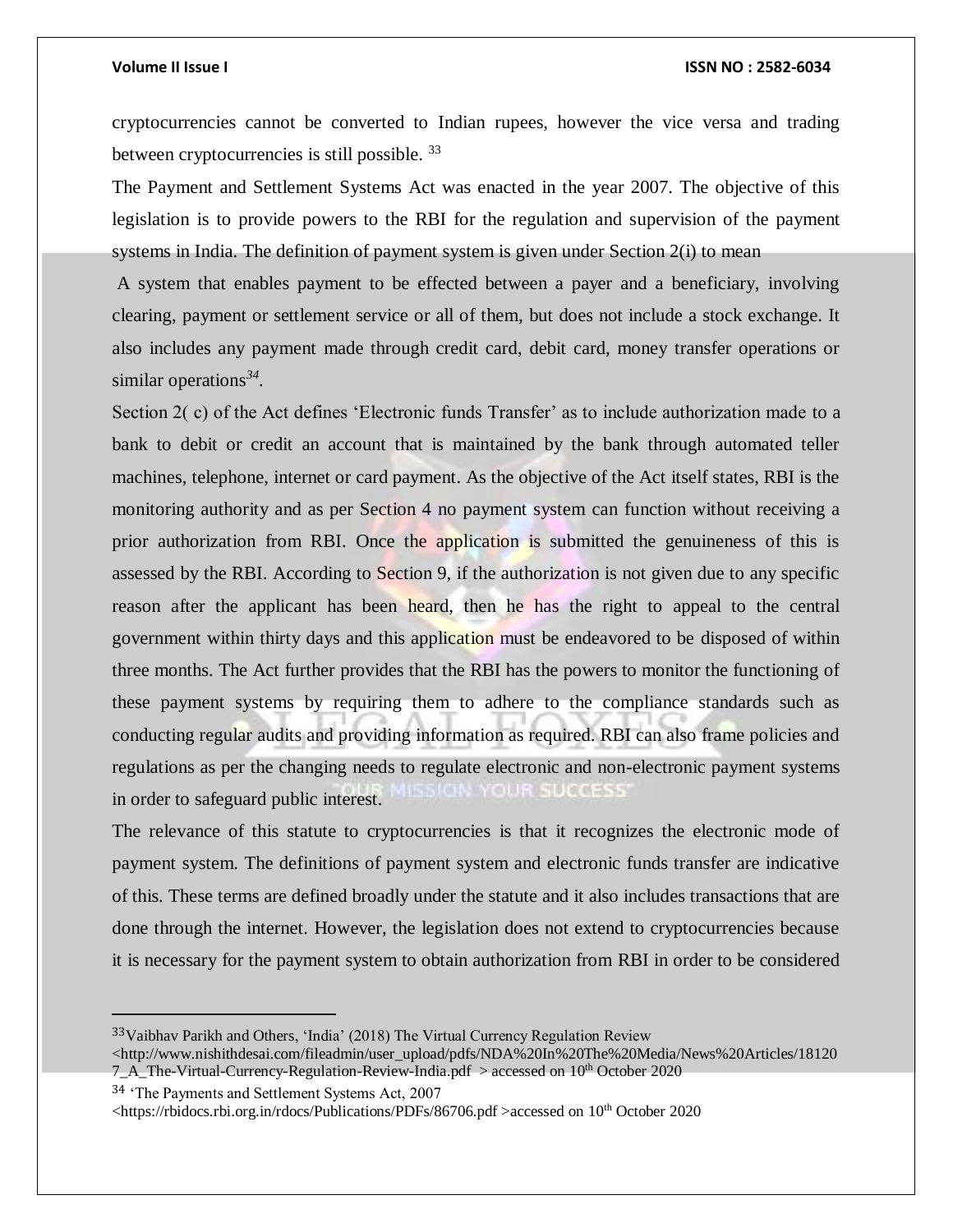cryptocurrencies cannot be converted to Indian rupees, however the vice versa and trading between cryptocurrencies is still possible. [33]

The Payment and Settlement Systems Act was enacted in the year 2007. The objective of this legislation is to provide powers to the RBI for the regulation and supervision of the payment systems in India. The definition of payment system is given under Section 2(i) to mean

A system that enables payment to be effected between a payer and a beneficiary, involving clearing, payment or settlement service or all of them, but does not include a stock exchange. It also includes any payment made through credit card, debit card, money transfer operations or similar operations[34].

Section 2( c) of the Act defines 'Electronic funds Transfer' as to include authorization made to a bank to debit or credit an account that is maintained by the bank through automated teller machines, telephone, internet or card payment. As the objective of the Act itself states, RBI is the monitoring authority and as per Section 4 no payment system can function without receiving a prior authorization from RBI. Once the application is submitted the genuineness of this is assessed by the RBI. According to Section 9, if the authorization is not given due to any specific reason after the applicant has been heard, then he has the right to appeal to the central government within thirty days and this application must be endeavored to be disposed of within three months. The Act further provides that the RBI has the powers to monitor the functioning of these payment systems by requiring them to adhere to the compliance standards such as conducting regular audits and providing information as required. RBI can also frame policies and regulations as per the changing needs to regulate electronic and non-electronic payment systems in order to safeguard public interest.

The relevance of this statute to cryptocurrencies is that it recognizes the electronic mode of payment system. The definitions of payment system and electronic funds transfer are indicative of this. These terms are defined broadly under the statute and it also includes transactions that are done through the internet. However, the legislation does not extend to cryptocurrencies because it is necessary for the payment system to obtain authorization from RBI in order to be considered

---

[33] Vaibhav Parikh and Others, 'India' (2018) The Virtual Currency Regulation Review <http://www.nishithdesai.com/fileadmin/user_upload/pdfs/NDA%20In%20The%20Media/News%20Articles/181207_A_The-Virtual-Currency-Regulation-Review-India.pdf > accessed on 10th October 2020

[34] 'The Payments and Settlement Systems Act, 2007 <https://rbidocs.rbi.org.in/rdocs/Publications/PDFs/86706.pdf >accessed on 10th October 2020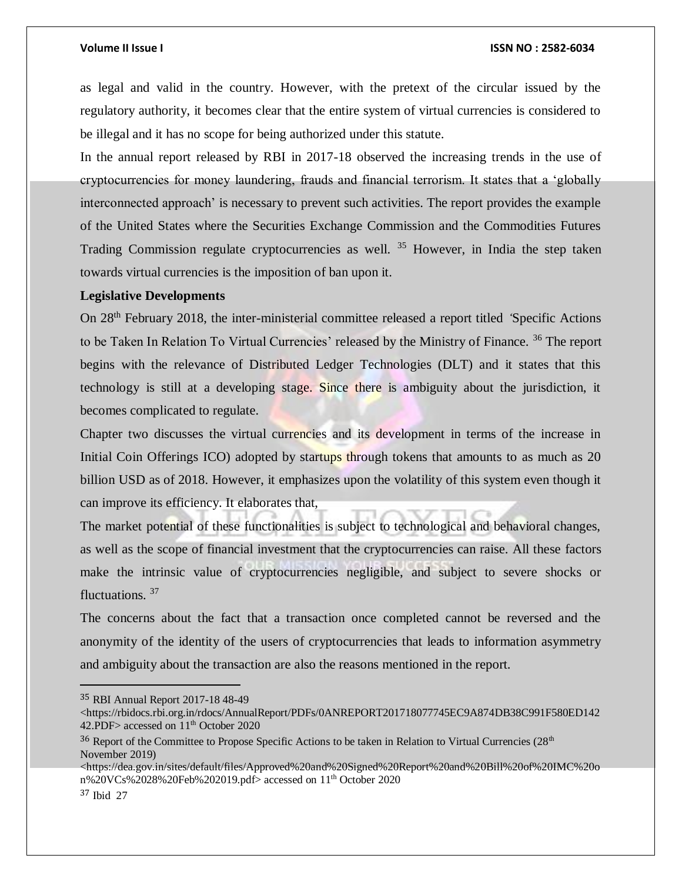as legal and valid in the country. However, with the pretext of the circular issued by the regulatory authority, it becomes clear that the entire system of virtual currencies is considered to be illegal and it has no scope for being authorized under this statute.

In the annual report released by RBI in 2017-18 observed the increasing trends in the use of cryptocurrencies for money laundering, frauds and financial terrorism. It states that a 'globally interconnected approach' is necessary to prevent such activities. The report provides the example of the United States where the Securities Exchange Commission and the Commodities Futures Trading Commission regulate cryptocurrencies as well. [35] However, in India the step taken towards virtual currencies is the imposition of ban upon it.

**Legislative Developments**

On 28th February 2018, the inter-ministerial committee released a report titled 'Specific Actions to be Taken In Relation To Virtual Currencies' released by the Ministry of Finance. [36] The report begins with the relevance of Distributed Ledger Technologies (DLT) and it states that this technology is still at a developing stage. Since there is ambiguity about the jurisdiction, it becomes complicated to regulate.

Chapter two discusses the virtual currencies and its development in terms of the increase in Initial Coin Offerings ICO) adopted by startups through tokens that amounts to as much as 20 billion USD as of 2018. However, it emphasizes upon the volatility of this system even though it can improve its efficiency. It elaborates that,

The market potential of these functionalities is subject to technological and behavioral changes, as well as the scope of financial investment that the cryptocurrencies can raise. All these factors make the intrinsic value of cryptocurrencies negligible, and subject to severe shocks or fluctuations. [37]

The concerns about the fact that a transaction once completed cannot be reversed and the anonymity of the identity of the users of cryptocurrencies that leads to information asymmetry and ambiguity about the transaction are also the reasons mentioned in the report.

---

[35] RBI Annual Report 2017-18 48-49 <https://rbidocs.rbi.org.in/rdocs/AnnualReport/PDFs/0ANREPORT201718077745EC9A874DB38C991F580ED14242.PDF> accessed on 11th October 2020

[36] Report of the Committee to Propose Specific Actions to be taken in Relation to Virtual Currencies (28th November 2019) <https://dea.gov.in/sites/default/files/Approved%20and%20Signed%20Report%20and%20Bill%20of%20IMC%20on%20VCs%2028%20Feb%202019.pdf> accessed on 11th October 2020

[37] Ibid 27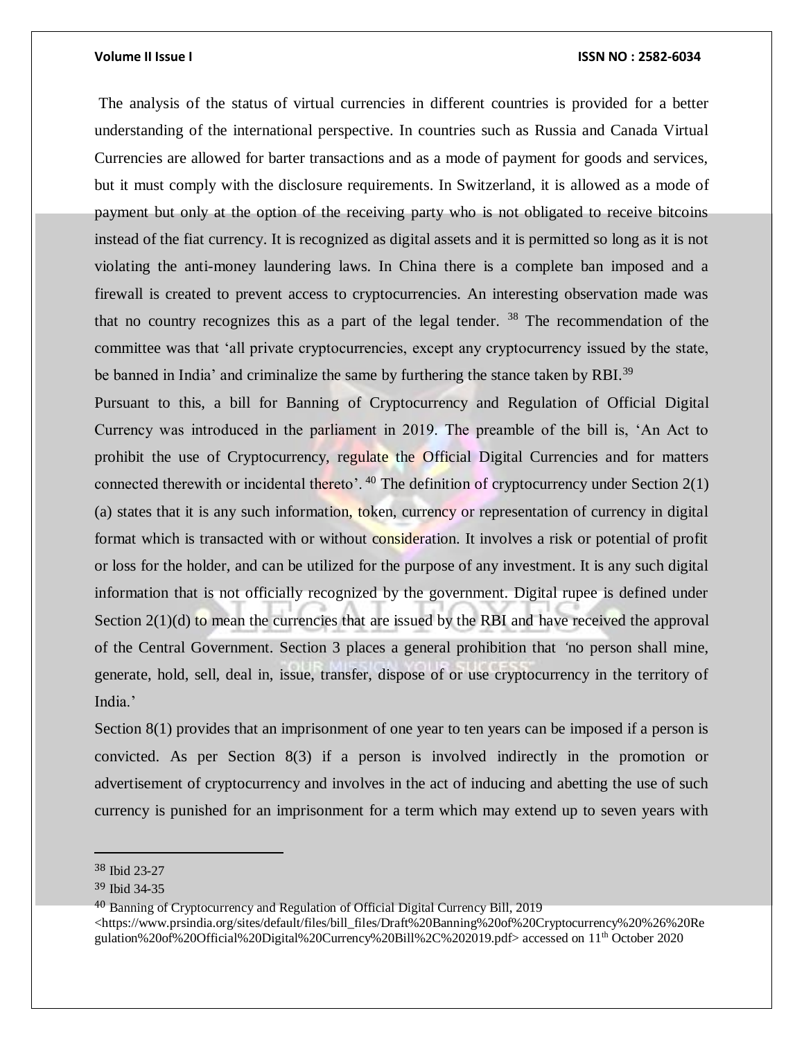The analysis of the status of virtual currencies in different countries is provided for a better understanding of the international perspective. In countries such as Russia and Canada Virtual Currencies are allowed for barter transactions and as a mode of payment for goods and services, but it must comply with the disclosure requirements. In Switzerland, it is allowed as a mode of payment but only at the option of the receiving party who is not obligated to receive bitcoins instead of the fiat currency. It is recognized as digital assets and it is permitted so long as it is not violating the anti-money laundering laws. In China there is a complete ban imposed and a firewall is created to prevent access to cryptocurrencies. An interesting observation made was that no country recognizes this as a part of the legal tender. [38] The recommendation of the committee was that 'all private cryptocurrencies, except any cryptocurrency issued by the state, be banned in India' and criminalize the same by furthering the stance taken by RBI.[39]

Pursuant to this, a bill for Banning of Cryptocurrency and Regulation of Official Digital Currency was introduced in the parliament in 2019. The preamble of the bill is, 'An Act to prohibit the use of Cryptocurrency, regulate the Official Digital Currencies and for matters connected therewith or incidental thereto'. [40] The definition of cryptocurrency under Section 2(1)(a) states that it is any such information, token, currency or representation of currency in digital format which is transacted with or without consideration. It involves a risk or potential of profit or loss for the holder, and can be utilized for the purpose of any investment. It is any such digital information that is not officially recognized by the government. Digital rupee is defined under Section 2(1)(d) to mean the currencies that are issued by the RBI and have received the approval of the Central Government. Section 3 places a general prohibition that 'no person shall mine, generate, hold, sell, deal in, issue, transfer, dispose of or use cryptocurrency in the territory of India.'

Section 8(1) provides that an imprisonment of one year to ten years can be imposed if a person is convicted. As per Section 8(3) if a person is involved indirectly in the promotion or advertisement of cryptocurrency and involves in the act of inducing and abetting the use of such currency is punished for an imprisonment for a term which may extend up to seven years with

---

[38] Ibid 23-27

[39] Ibid 34-35

[40] Banning of Cryptocurrency and Regulation of Official Digital Currency Bill, 2019 <https://www.prsindia.org/sites/default/files/bill_files/Draft%20Banning%20of%20Cryptocurrency%20%26%20Regulation%20of%20Official%20Digital%20Currency%20Bill%2C%202019.pdf> accessed on 11th October 2020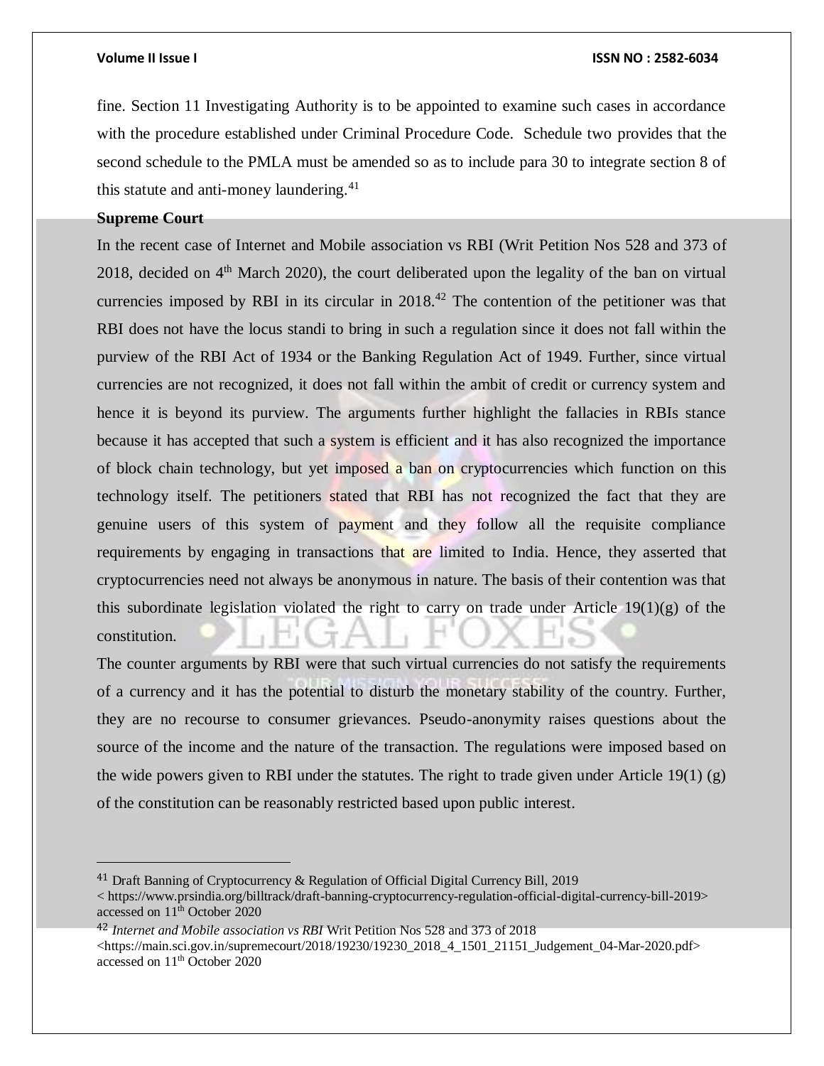fine. Section 11 Investigating Authority is to be appointed to examine such cases in accordance with the procedure established under Criminal Procedure Code. Schedule two provides that the second schedule to the PMLA must be amended so as to include para 30 to integrate section 8 of this statute and anti-money laundering.[41]

**Supreme Court**

In the recent case of Internet and Mobile association vs RBI (Writ Petition Nos 528 and 373 of 2018, decided on 4th March 2020), the court deliberated upon the legality of the ban on virtual currencies imposed by RBI in its circular in 2018.[42] The contention of the petitioner was that RBI does not have the locus standi to bring in such a regulation since it does not fall within the purview of the RBI Act of 1934 or the Banking Regulation Act of 1949. Further, since virtual currencies are not recognized, it does not fall within the ambit of credit or currency system and hence it is beyond its purview. The arguments further highlight the fallacies in RBIs stance because it has accepted that such a system is efficient and it has also recognized the importance of block chain technology, but yet imposed a ban on cryptocurrencies which function on this technology itself. The petitioners stated that RBI has not recognized the fact that they are genuine users of this system of payment and they follow all the requisite compliance requirements by engaging in transactions that are limited to India. Hence, they asserted that cryptocurrencies need not always be anonymous in nature. The basis of their contention was that this subordinate legislation violated the right to carry on trade under Article 19(1)(g) of the constitution.

The counter arguments by RBI were that such virtual currencies do not satisfy the requirements of a currency and it has the potential to disturb the monetary stability of the country. Further, they are no recourse to consumer grievances. Pseudo-anonymity raises questions about the source of the income and the nature of the transaction. The regulations were imposed based on the wide powers given to RBI under the statutes. The right to trade given under Article 19(1) (g) of the constitution can be reasonably restricted based upon public interest.

---

[41] Draft Banning of Cryptocurrency & Regulation of Official Digital Currency Bill, 2019 < https://www.prsindia.org/billtrack/draft-banning-cryptocurrency-regulation-official-digital-currency-bill-2019> accessed on 11th October 2020

[42] *Internet and Mobile association vs RBI* Writ Petition Nos 528 and 373 of 2018 <https://main.sci.gov.in/supremecourt/2018/19230/19230_2018_4_1501_21151_Judgement_04-Mar-2020.pdf> accessed on 11th October 2020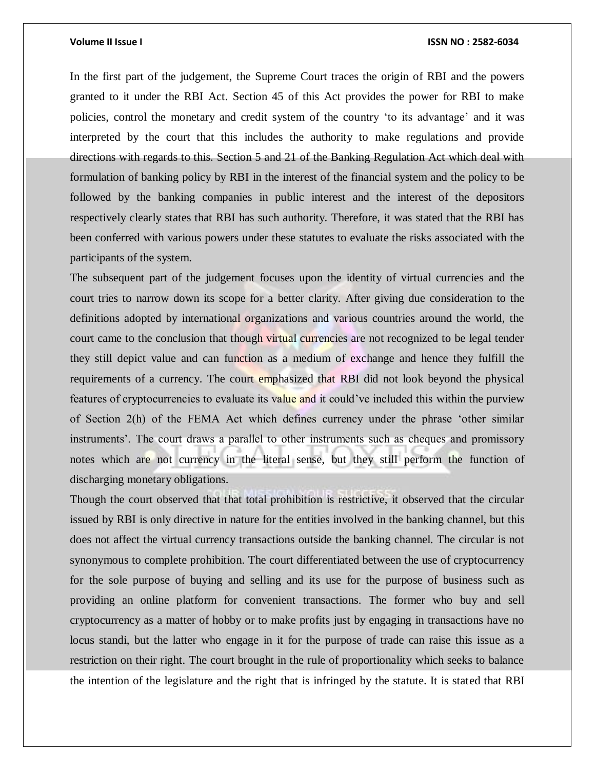In the first part of the judgement, the Supreme Court traces the origin of RBI and the powers granted to it under the RBI Act. Section 45 of this Act provides the power for RBI to make policies, control the monetary and credit system of the country 'to its advantage' and it was interpreted by the court that this includes the authority to make regulations and provide directions with regards to this. Section 5 and 21 of the Banking Regulation Act which deal with formulation of banking policy by RBI in the interest of the financial system and the policy to be followed by the banking companies in public interest and the interest of the depositors respectively clearly states that RBI has such authority. Therefore, it was stated that the RBI has been conferred with various powers under these statutes to evaluate the risks associated with the participants of the system.

The subsequent part of the judgement focuses upon the identity of virtual currencies and the court tries to narrow down its scope for a better clarity. After giving due consideration to the definitions adopted by international organizations and various countries around the world, the court came to the conclusion that though virtual currencies are not recognized to be legal tender they still depict value and can function as a medium of exchange and hence they fulfill the requirements of a currency. The court emphasized that RBI did not look beyond the physical features of cryptocurrencies to evaluate its value and it could've included this within the purview of Section 2(h) of the FEMA Act which defines currency under the phrase 'other similar instruments'. The court draws a parallel to other instruments such as cheques and promissory notes which are not currency in the literal sense, but they still perform the function of discharging monetary obligations.

Though the court observed that that total prohibition is restrictive, it observed that the circular issued by RBI is only directive in nature for the entities involved in the banking channel, but this does not affect the virtual currency transactions outside the banking channel. The circular is not synonymous to complete prohibition. The court differentiated between the use of cryptocurrency for the sole purpose of buying and selling and its use for the purpose of business such as providing an online platform for convenient transactions. The former who buy and sell cryptocurrency as a matter of hobby or to make profits just by engaging in transactions have no locus standi, but the latter who engage in it for the purpose of trade can raise this issue as a restriction on their right. The court brought in the rule of proportionality which seeks to balance the intention of the legislature and the right that is infringed by the statute. It is stated that RBI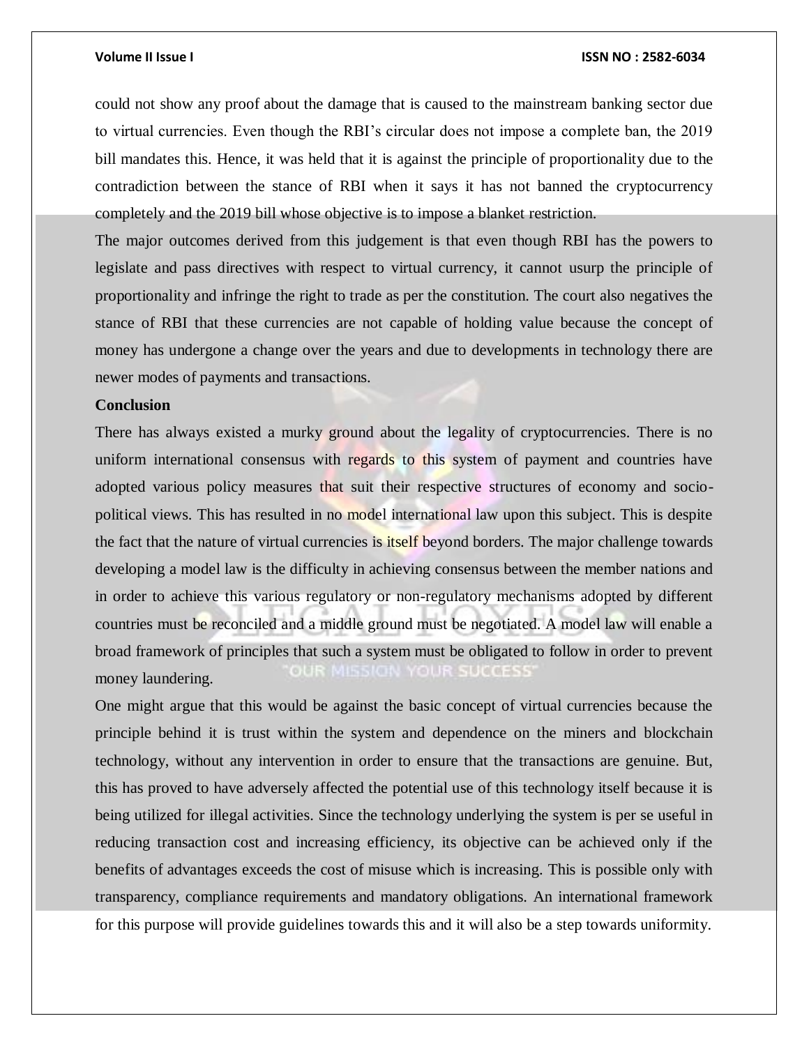could not show any proof about the damage that is caused to the mainstream banking sector due to virtual currencies. Even though the RBI's circular does not impose a complete ban, the 2019 bill mandates this. Hence, it was held that it is against the principle of proportionality due to the contradiction between the stance of RBI when it says it has not banned the cryptocurrency completely and the 2019 bill whose objective is to impose a blanket restriction.

The major outcomes derived from this judgement is that even though RBI has the powers to legislate and pass directives with respect to virtual currency, it cannot usurp the principle of proportionality and infringe the right to trade as per the constitution. The court also negatives the stance of RBI that these currencies are not capable of holding value because the concept of money has undergone a change over the years and due to developments in technology there are newer modes of payments and transactions.

**Conclusion**

There has always existed a murky ground about the legality of cryptocurrencies. There is no uniform international consensus with regards to this system of payment and countries have adopted various policy measures that suit their respective structures of economy and socio-political views. This has resulted in no model international law upon this subject. This is despite the fact that the nature of virtual currencies is itself beyond borders. The major challenge towards developing a model law is the difficulty in achieving consensus between the member nations and in order to achieve this various regulatory or non-regulatory mechanisms adopted by different countries must be reconciled and a middle ground must be negotiated. A model law will enable a broad framework of principles that such a system must be obligated to follow in order to prevent money laundering.

One might argue that this would be against the basic concept of virtual currencies because the principle behind it is trust within the system and dependence on the miners and blockchain technology, without any intervention in order to ensure that the transactions are genuine. But, this has proved to have adversely affected the potential use of this technology itself because it is being utilized for illegal activities. Since the technology underlying the system is per se useful in reducing transaction cost and increasing efficiency, its objective can be achieved only if the benefits of advantages exceeds the cost of misuse which is increasing. This is possible only with transparency, compliance requirements and mandatory obligations. An international framework for this purpose will provide guidelines towards this and it will also be a step towards uniformity.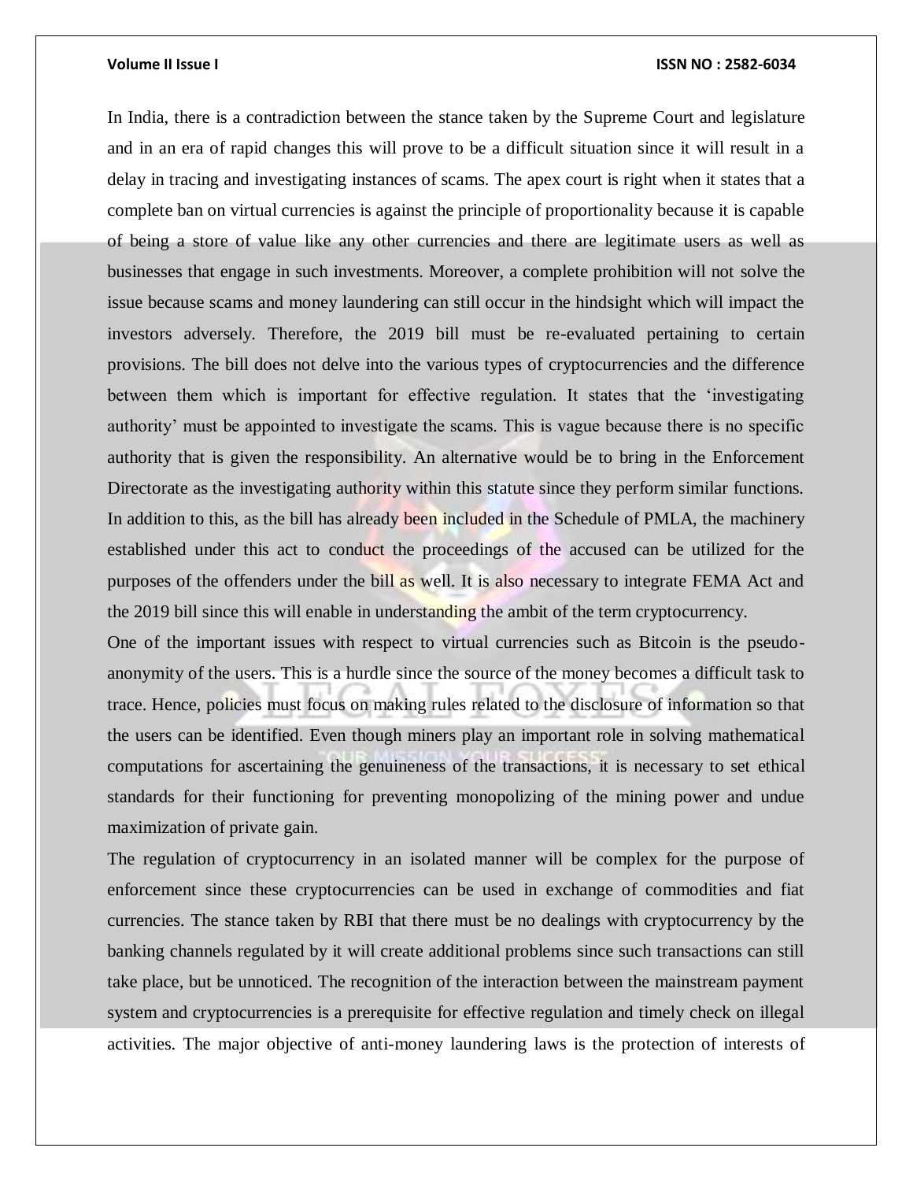In India, there is a contradiction between the stance taken by the Supreme Court and legislature and in an era of rapid changes this will prove to be a difficult situation since it will result in a delay in tracing and investigating instances of scams. The apex court is right when it states that a complete ban on virtual currencies is against the principle of proportionality because it is capable of being a store of value like any other currencies and there are legitimate users as well as businesses that engage in such investments. Moreover, a complete prohibition will not solve the issue because scams and money laundering can still occur in the hindsight which will impact the investors adversely. Therefore, the 2019 bill must be re-evaluated pertaining to certain provisions. The bill does not delve into the various types of cryptocurrencies and the difference between them which is important for effective regulation. It states that the 'investigating authority' must be appointed to investigate the scams. This is vague because there is no specific authority that is given the responsibility. An alternative would be to bring in the Enforcement Directorate as the investigating authority within this statute since they perform similar functions. In addition to this, as the bill has already been included in the Schedule of PMLA, the machinery established under this act to conduct the proceedings of the accused can be utilized for the purposes of the offenders under the bill as well. It is also necessary to integrate FEMA Act and the 2019 bill since this will enable in understanding the ambit of the term cryptocurrency.

One of the important issues with respect to virtual currencies such as Bitcoin is the pseudo-anonymity of the users. This is a hurdle since the source of the money becomes a difficult task to trace. Hence, policies must focus on making rules related to the disclosure of information so that the users can be identified. Even though miners play an important role in solving mathematical computations for ascertaining the genuineness of the transactions, it is necessary to set ethical standards for their functioning for preventing monopolizing of the mining power and undue maximization of private gain.

The regulation of cryptocurrency in an isolated manner will be complex for the purpose of enforcement since these cryptocurrencies can be used in exchange of commodities and fiat currencies. The stance taken by RBI that there must be no dealings with cryptocurrency by the banking channels regulated by it will create additional problems since such transactions can still take place, but be unnoticed. The recognition of the interaction between the mainstream payment system and cryptocurrencies is a prerequisite for effective regulation and timely check on illegal activities. The major objective of anti-money laundering laws is the protection of interests of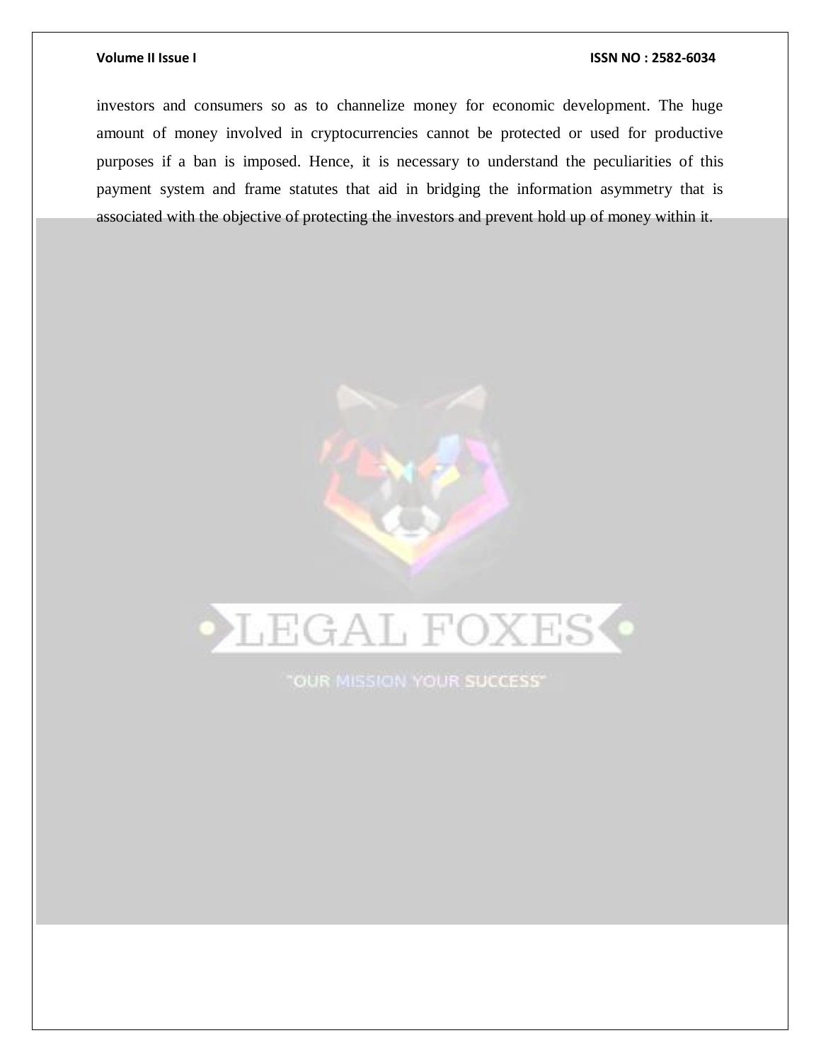investors and consumers so as to channelize money for economic development. The huge amount of money involved in cryptocurrencies cannot be protected or used for productive purposes if a ban is imposed. Hence, it is necessary to understand the peculiarities of this payment system and frame statutes that aid in bridging the information asymmetry that is associated with the objective of protecting the investors and prevent hold up of money within it.